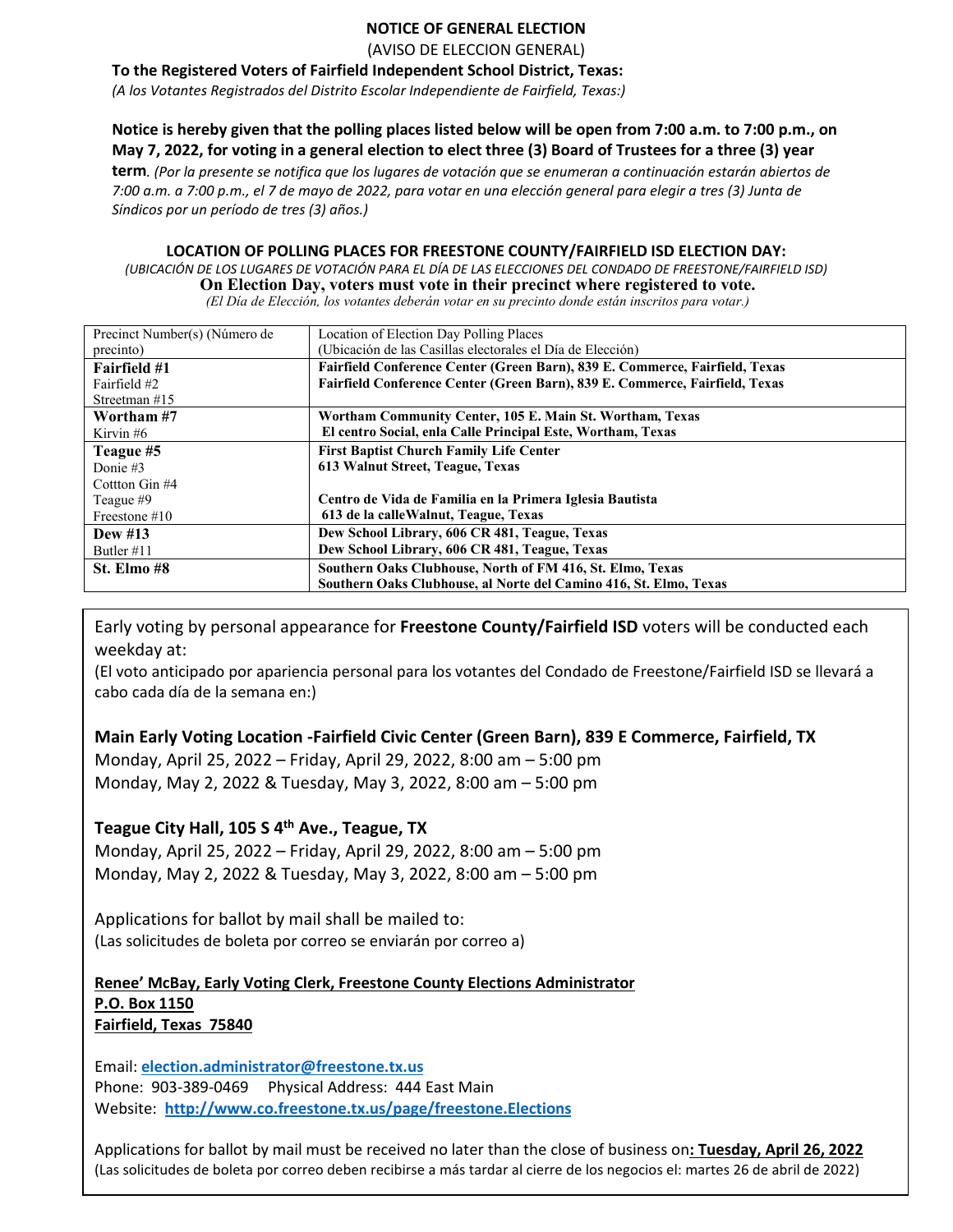**NOTICE OF GENERAL ELECTION**

(AVISO DE ELECCION GENERAL)

**To the Registered Voters of Fairfield Independent School District, Texas:**

*(A los Votantes Registrados del Distrito Escolar Independiente de Fairfield, Texas:)*

**Notice is hereby given that the polling places listed below will be open from 7:00 a.m. to 7:00 p.m., on May 7, 2022, for voting in a general election to elect three (3) Board of Trustees for a three (3) year term**. *(Por la presente se notifica que los lugares de votación que se enumeran a continuación estarán abiertos de 7:00 a.m. a 7:00 p.m., el 7 de mayo de 2022, para votar en una elección general para elegir a tres (3) Junta de Síndicos por un período de tres (3) años.)*

**LOCATION OF POLLING PLACES FOR FREESTONE COUNTY/FAIRFIELD ISD ELECTION DAY:**

*(UBICACIÓN DE LOS LUGARES DE VOTACIÓN PARA EL DÍA DE LAS ELECCIONES DEL CONDADO DE FREESTONE/FAIRFIELD ISD)*

**On Election Day, voters must vote in their precinct where registered to vote.**

*(El Día de Elección, los votantes deberán votar en su precinto donde están inscritos para votar.)*

| Precinct Number(s) (Número de precinto) | Location of Election Day Polling Places (Ubicación de las Casillas electorales el Día de Elección) |
|---|---|
| **Fairfield #1**<br>Fairfield #2<br>Streetman #15 | **Fairfield Conference Center (Green Barn), 839 E. Commerce, Fairfield, Texas**<br>**Fairfield Conference Center (Green Barn), 839 E. Commerce, Fairfield, Texas** |
| **Wortham #7**<br>Kirvin #6 | **Wortham Community Center, 105 E. Main St. Wortham, Texas**<br>**El centro Social, enla Calle Principal Este, Wortham, Texas** |
| **Teague #5**<br>Donie #3<br>Cottton Gin #4<br>Teague #9<br>Freestone #10 | **First Baptist Church Family Life Center**<br>**613 Walnut Street, Teague, Texas**<br><br>**Centro de Vida de Familia en la Primera Iglesia Bautista**<br>**613 de la calleWalnut, Teague, Texas** |
| **Dew #13**<br>Butler #11 | **Dew School Library, 606 CR 481, Teague, Texas**<br>**Dew School Library, 606 CR 481, Teague, Texas** |
| **St. Elmo #8** | **Southern Oaks Clubhouse, North of FM 416, St. Elmo, Texas**<br>**Southern Oaks Clubhouse, al Norte del Camino 416, St. Elmo, Texas** |

Early voting by personal appearance for **Freestone County/Fairfield ISD** voters will be conducted each weekday at:

(El voto anticipado por apariencia personal para los votantes del Condado de Freestone/Fairfield ISD se llevará a cabo cada día de la semana en:)

**Main Early Voting Location -Fairfield Civic Center (Green Barn), 839 E Commerce, Fairfield, TX**

Monday, April 25, 2022 – Friday, April 29, 2022, 8:00 am – 5:00 pm

Monday, May 2, 2022 & Tuesday, May 3, 2022, 8:00 am – 5:00 pm

**Teague City Hall, 105 S 4th Ave., Teague, TX**

Monday, April 25, 2022 – Friday, April 29, 2022, 8:00 am – 5:00 pm

Monday, May 2, 2022 & Tuesday, May 3, 2022, 8:00 am – 5:00 pm

Applications for ballot by mail shall be mailed to:

(Las solicitudes de boleta por correo se enviarán por correo a)

**Renee' McBay, Early Voting Clerk, Freestone County Elections Administrator**
**P.O. Box 1150**
**Fairfield, Texas 75840**

Email: **election.administrator@freestone.tx.us**

Phone: 903-389-0469 Physical Address: 444 East Main

Website: **http://www.co.freestone.tx.us/page/freestone.Elections**

Applications for ballot by mail must be received no later than the close of business on**: Tuesday, April 26, 2022**

(Las solicitudes de boleta por correo deben recibirse a más tardar al cierre de los negocios el: martes 26 de abril de 2022)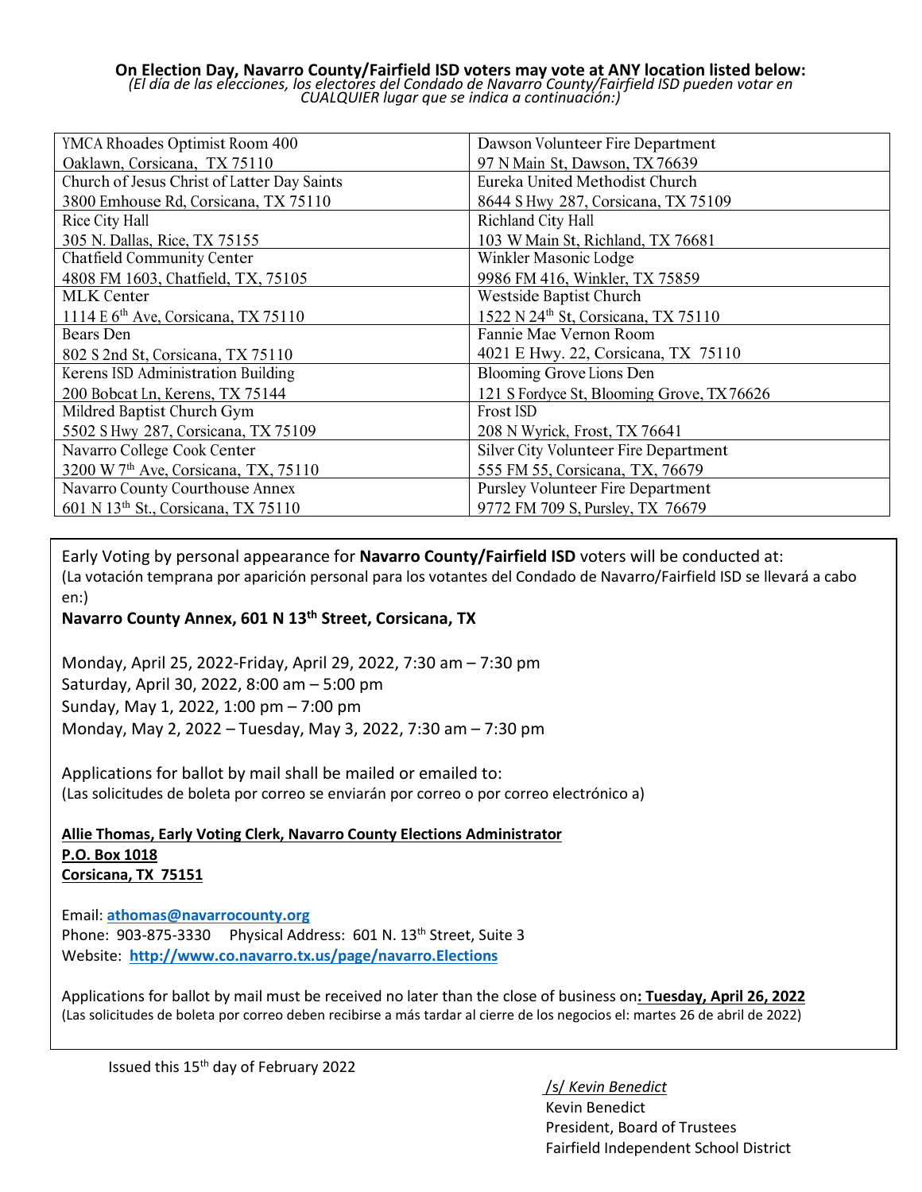**On Election Day, Navarro County/Fairfield ISD voters may vote at ANY location listed below:**
*(El día de las elecciones, los electores del Condado de Navarro County/Fairfield ISD pueden votar en CUALQUIER lugar que se indica a continuación:)*

| | |
|---|---|
| YMCA Rhoades Optimist Room 400<br>Oaklawn, Corsicana, TX 75110 | Dawson Volunteer Fire Department<br>97 N Main St, Dawson, TX 76639 |
| Church of Jesus Christ of Latter Day Saints<br>3800 Emhouse Rd, Corsicana, TX 75110 | Eureka United Methodist Church<br>8644 S Hwy 287, Corsicana, TX 75109 |
| Rice City Hall<br>305 N. Dallas, Rice, TX 75155 | Richland City Hall<br>103 W Main St, Richland, TX 76681 |
| Chatfield Community Center<br>4808 FM 1603, Chatfield, TX, 75105 | Winkler Masonic Lodge<br>9986 FM 416, Winkler, TX 75859 |
| MLK Center<br>1114 E 6th Ave, Corsicana, TX 75110 | Westside Baptist Church<br>1522 N 24th St, Corsicana, TX 75110 |
| Bears Den<br>802 S 2nd St, Corsicana, TX 75110 | Fannie Mae Vernon Room<br>4021 E Hwy. 22, Corsicana, TX 75110 |
| Kerens ISD Administration Building<br>200 Bobcat Ln, Kerens, TX 75144 | Blooming Grove Lions Den<br>121 S Fordyce St, Blooming Grove, TX 76626 |
| Mildred Baptist Church Gym<br>5502 S Hwy 287, Corsicana, TX 75109 | Frost ISD<br>208 N Wyrick, Frost, TX 76641 |
| Navarro College Cook Center<br>3200 W 7th Ave, Corsicana, TX, 75110 | Silver City Volunteer Fire Department<br>555 FM 55, Corsicana, TX, 76679 |
| Navarro County Courthouse Annex<br>601 N 13th St., Corsicana, TX 75110 | Pursley Volunteer Fire Department<br>9772 FM 709 S, Pursley, TX 76679 |

Early Voting by personal appearance for **Navarro County/Fairfield ISD** voters will be conducted at:
(La votación temprana por aparición personal para los votantes del Condado de Navarro/Fairfield ISD se llevará a cabo en:)

**Navarro County Annex, 601 N 13th Street, Corsicana, TX**

Monday, April 25, 2022-Friday, April 29, 2022, 7:30 am – 7:30 pm
Saturday, April 30, 2022, 8:00 am – 5:00 pm
Sunday, May 1, 2022, 1:00 pm – 7:00 pm
Monday, May 2, 2022 – Tuesday, May 3, 2022, 7:30 am – 7:30 pm

Applications for ballot by mail shall be mailed or emailed to:
(Las solicitudes de boleta por correo se enviarán por correo o por correo electrónico a)

**Allie Thomas, Early Voting Clerk, Navarro County Elections Administrator**
**P.O. Box 1018**
**Corsicana, TX 75151**

Email: **athomas@navarrocounty.org**
Phone: 903-875-3330 Physical Address: 601 N. 13th Street, Suite 3
Website: **http://www.co.navarro.tx.us/page/navarro.Elections**

Applications for ballot by mail must be received no later than the close of business on**: Tuesday, April 26, 2022**
(Las solicitudes de boleta por correo deben recibirse a más tardar al cierre de los negocios el: martes 26 de abril de 2022)

Issued this 15th day of February 2022

/s/ *Kevin Benedict*
Kevin Benedict
President, Board of Trustees
Fairfield Independent School District